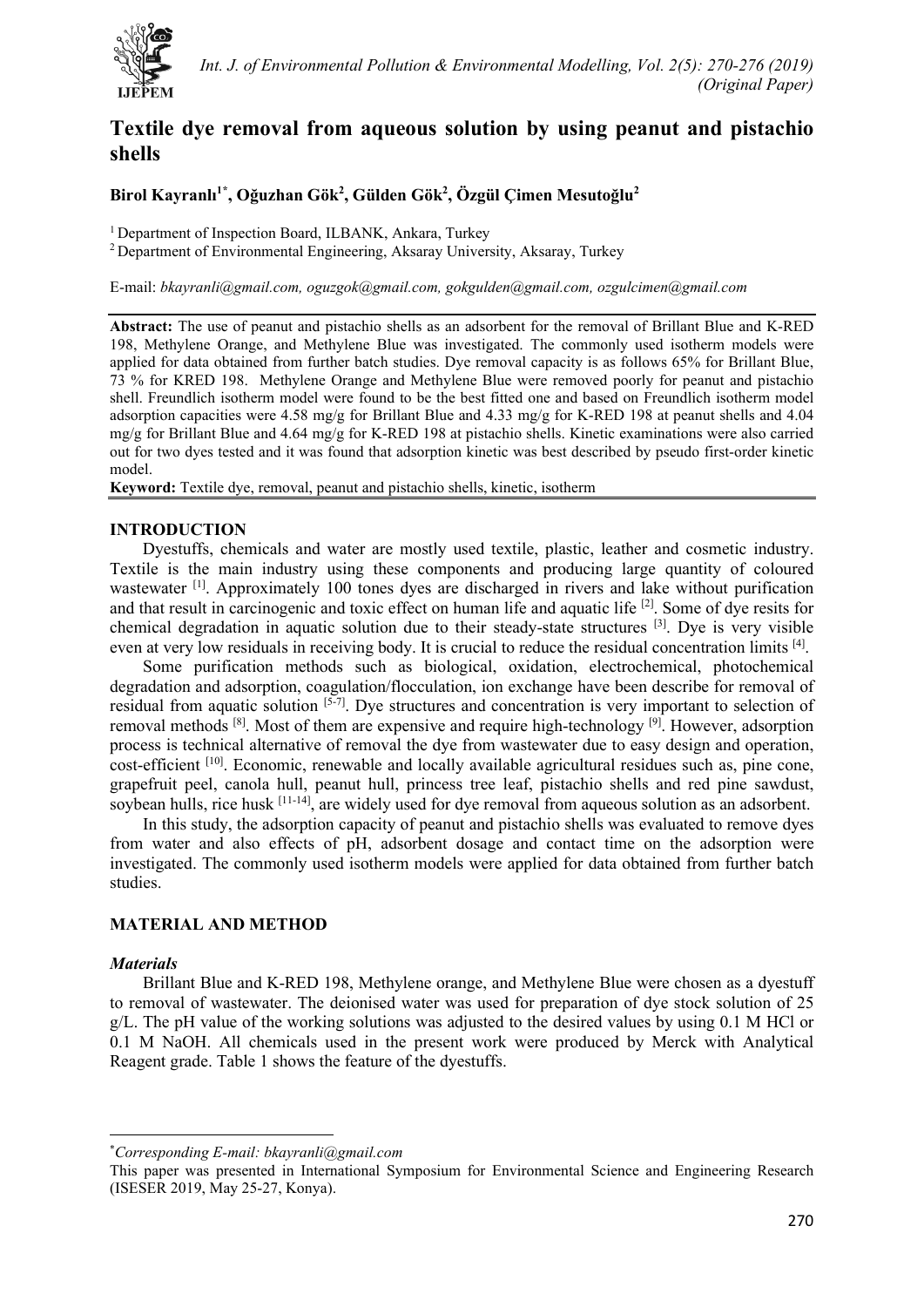# Textile dye removal from aqueous solution by using peanut and pistachio shells

**Birol Kayranlı[1*], Oğuzhan Gök[2], Gülden Gök[2], Özgül Çimen Mesutoğlu[2]**

[1] Department of Inspection Board, ILBANK, Ankara, Turkey
[2] Department of Environmental Engineering, Aksaray University, Aksaray, Turkey

E-mail: *bkayranli@gmail.com, oguzgok@gmail.com, gokgulden@gmail.com, ozgulcimen@gmail.com*

**Abstract:** The use of peanut and pistachio shells as an adsorbent for the removal of Brillant Blue and K-RED 198, Methylene Orange, and Methylene Blue was investigated. The commonly used isotherm models were applied for data obtained from further batch studies. Dye removal capacity is as follows 65% for Brillant Blue, 73 % for KRED 198. Methylene Orange and Methylene Blue were removed poorly for peanut and pistachio shell. Freundlich isotherm model were found to be the best fitted one and based on Freundlich isotherm model adsorption capacities were 4.58 mg/g for Brillant Blue and 4.33 mg/g for K-RED 198 at peanut shells and 4.04 mg/g for Brillant Blue and 4.64 mg/g for K-RED 198 at pistachio shells. Kinetic examinations were also carried out for two dyes tested and it was found that adsorption kinetic was best described by pseudo first-order kinetic model.

**Keyword:** Textile dye, removal, peanut and pistachio shells, kinetic, isotherm

## INTRODUCTION

Dyestuffs, chemicals and water are mostly used textile, plastic, leather and cosmetic industry. Textile is the main industry using these components and producing large quantity of coloured wastewater [1]. Approximately 100 tones dyes are discharged in rivers and lake without purification and that result in carcinogenic and toxic effect on human life and aquatic life [2]. Some of dye resits for chemical degradation in aquatic solution due to their steady-state structures [3]. Dye is very visible even at very low residuals in receiving body. It is crucial to reduce the residual concentration limits [4].

Some purification methods such as biological, oxidation, electrochemical, photochemical degradation and adsorption, coagulation/flocculation, ion exchange have been describe for removal of residual from aquatic solution [5-7]. Dye structures and concentration is very important to selection of removal methods [8]. Most of them are expensive and require high-technology [9]. However, adsorption process is technical alternative of removal the dye from wastewater due to easy design and operation, cost-efficient [10]. Economic, renewable and locally available agricultural residues such as, pine cone, grapefruit peel, canola hull, peanut hull, princess tree leaf, pistachio shells and red pine sawdust, soybean hulls, rice husk [11-14], are widely used for dye removal from aqueous solution as an adsorbent.

In this study, the adsorption capacity of peanut and pistachio shells was evaluated to remove dyes from water and also effects of pH, adsorbent dosage and contact time on the adsorption were investigated. The commonly used isotherm models were applied for data obtained from further batch studies.

## MATERIAL AND METHOD

### *Materials*

Brillant Blue and K-RED 198, Methylene orange, and Methylene Blue were chosen as a dyestuff to removal of wastewater. The deionised water was used for preparation of dye stock solution of 25 g/L. The pH value of the working solutions was adjusted to the desired values by using 0.1 M HCl or 0.1 M NaOH. All chemicals used in the present work were produced by Merck with Analytical Reagent grade. Table 1 shows the feature of the dyestuffs.

---

*Corresponding E-mail: bkayranli@gmail.com*

This paper was presented in International Symposium for Environmental Science and Engineering Research (ISESER 2019, May 25-27, Konya).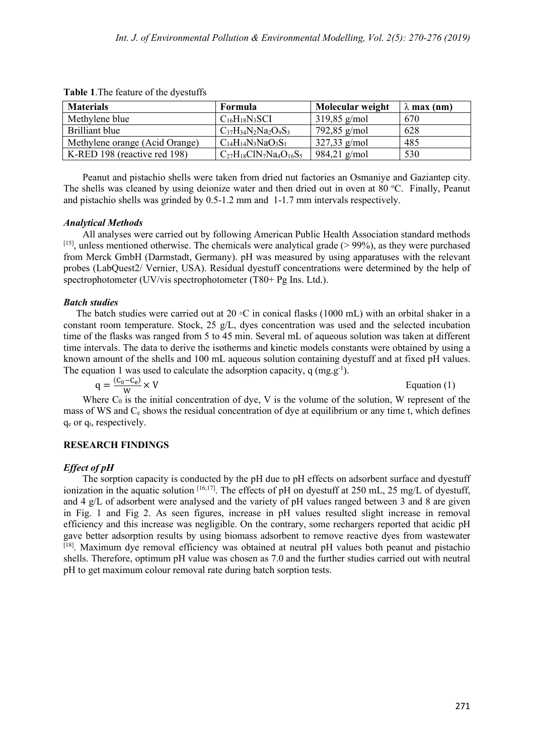**Table 1**.The feature of the dyestuffs

| Materials | Formula | Molecular weight | λ max (nm) |
| --- | --- | --- | --- |
| Methylene blue | $C_{16}H_{18}N_3SCI$ | 319,85 g/mol | 670 |
| Brilliant blue | $C_{37}H_{34}N_2Na_2O_9S_3$ | 792,85 g/mol | 628 |
| Methylene orange (Acid Orange) | $C_{14}H_{14}N_3NaO_3S_1$ | 327,33 g/mol | 485 |
| K-RED 198 (reactive red 198) | $C_{27}H_{18}ClN_7Na_4O_{16}S_5$ | 984,21 g/mol | 530 |

Peanut and pistachio shells were taken from dried nut factories an Osmaniye and Gaziantep city. The shells was cleaned by using deionize water and then dried out in oven at 80 °C. Finally, Peanut and pistachio shells was grinded by 0.5-1.2 mm and 1-1.7 mm intervals respectively.

### *Analytical Methods*

All analyses were carried out by following American Public Health Association standard methods [15], unless mentioned otherwise. The chemicals were analytical grade (> 99%), as they were purchased from Merck GmbH (Darmstadt, Germany). pH was measured by using apparatuses with the relevant probes (LabQuest2/ Vernier, USA). Residual dyestuff concentrations were determined by the help of spectrophotometer (UV/vis spectrophotometer (T80+ Pg Ins. Ltd.).

### *Batch studies*

The batch studies were carried out at 20 ◦C in conical flasks (1000 mL) with an orbital shaker in a constant room temperature. Stock, 25 g/L, dyes concentration was used and the selected incubation time of the flasks was ranged from 5 to 45 min. Several mL of aqueous solution was taken at different time intervals. The data to derive the isotherms and kinetic models constants were obtained by using a known amount of the shells and 100 mL aqueous solution containing dyestuff and at fixed pH values. The equation 1 was used to calculate the adsorption capacity, q (mg.g$^{-1}$).

$$q = \frac{(C_0 - C_e)}{W} \times V \qquad \text{Equation (1)}$$

Where $C_0$ is the initial concentration of dye, V is the volume of the solution, W represent of the mass of WS and $C_e$ shows the residual concentration of dye at equilibrium or any time t, which defines $q_e$ or $q_t$, respectively.

## RESEARCH FINDINGS

### *Effect of pH*

The sorption capacity is conducted by the pH due to pH effects on adsorbent surface and dyestuff ionization in the aquatic solution [16,17]. The effects of pH on dyestuff at 250 mL, 25 mg/L of dyestuff, and 4 g/L of adsorbent were analysed and the variety of pH values ranged between 3 and 8 are given in Fig. 1 and Fig 2. As seen figures, increase in pH values resulted slight increase in removal efficiency and this increase was negligible. On the contrary, some rechargers reported that acidic pH gave better adsorption results by using biomass adsorbent to remove reactive dyes from wastewater [18]. Maximum dye removal efficiency was obtained at neutral pH values both peanut and pistachio shells. Therefore, optimum pH value was chosen as 7.0 and the further studies carried out with neutral pH to get maximum colour removal rate during batch sorption tests.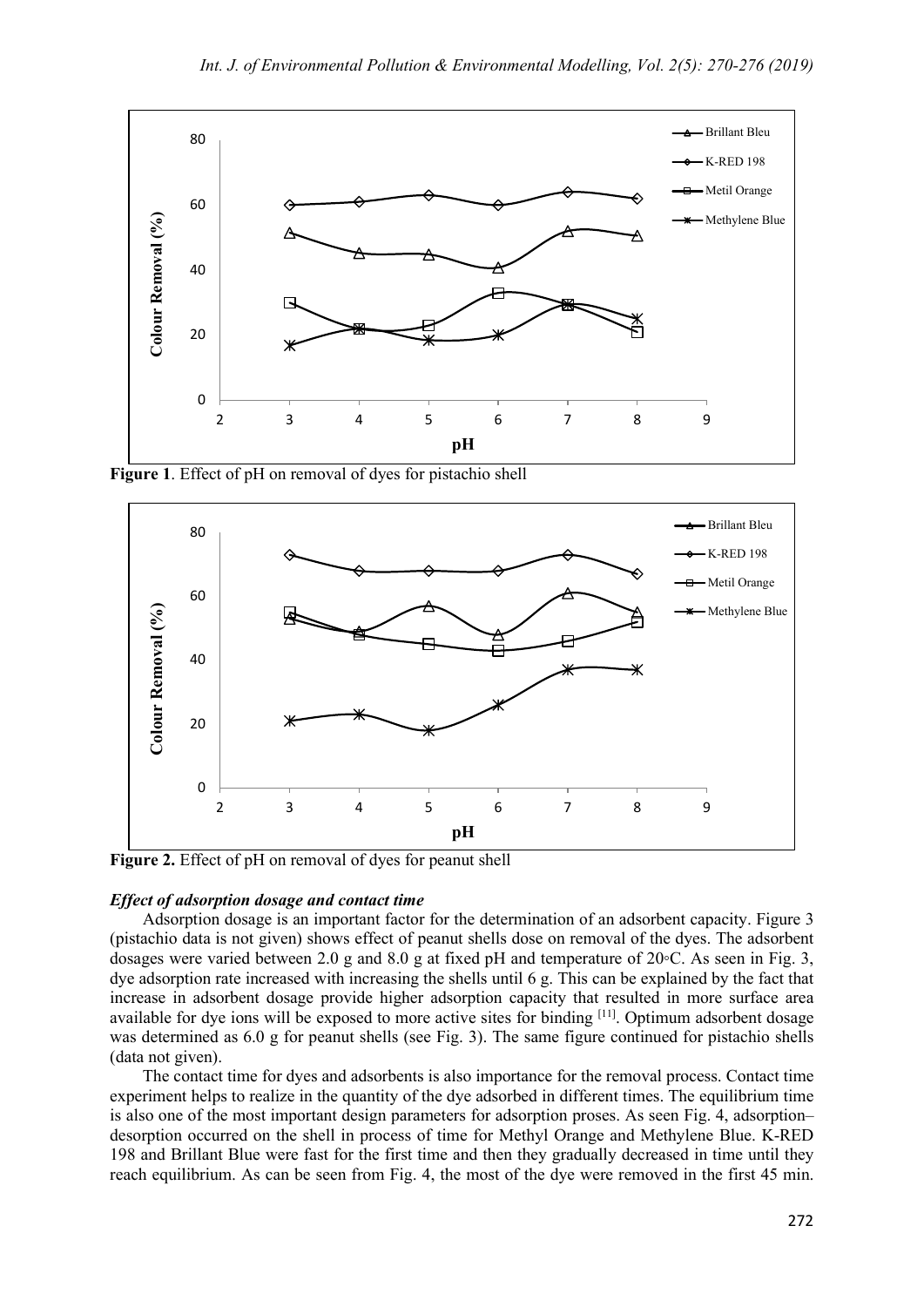**Figure 1**. Effect of pH on removal of dyes for pistachio shell

**Figure 2.** Effect of pH on removal of dyes for peanut shell

***Effect of adsorption dosage and contact time***

Adsorption dosage is an important factor for the determination of an adsorbent capacity. Figure 3 (pistachio data is not given) shows effect of peanut shells dose on removal of the dyes. The adsorbent dosages were varied between 2.0 g and 8.0 g at fixed pH and temperature of 20◦C. As seen in Fig. 3, dye adsorption rate increased with increasing the shells until 6 g. This can be explained by the fact that increase in adsorbent dosage provide higher adsorption capacity that resulted in more surface area available for dye ions will be exposed to more active sites for binding [11]. Optimum adsorbent dosage was determined as 6.0 g for peanut shells (see Fig. 3). The same figure continued for pistachio shells (data not given).

The contact time for dyes and adsorbents is also importance for the removal process. Contact time experiment helps to realize in the quantity of the dye adsorbed in different times. The equilibrium time is also one of the most important design parameters for adsorption proses. As seen Fig. 4, adsorption–desorption occurred on the shell in process of time for Methyl Orange and Methylene Blue. K-RED 198 and Brillant Blue were fast for the first time and then they gradually decreased in time until they reach equilibrium. As can be seen from Fig. 4, the most of the dye were removed in the first 45 min.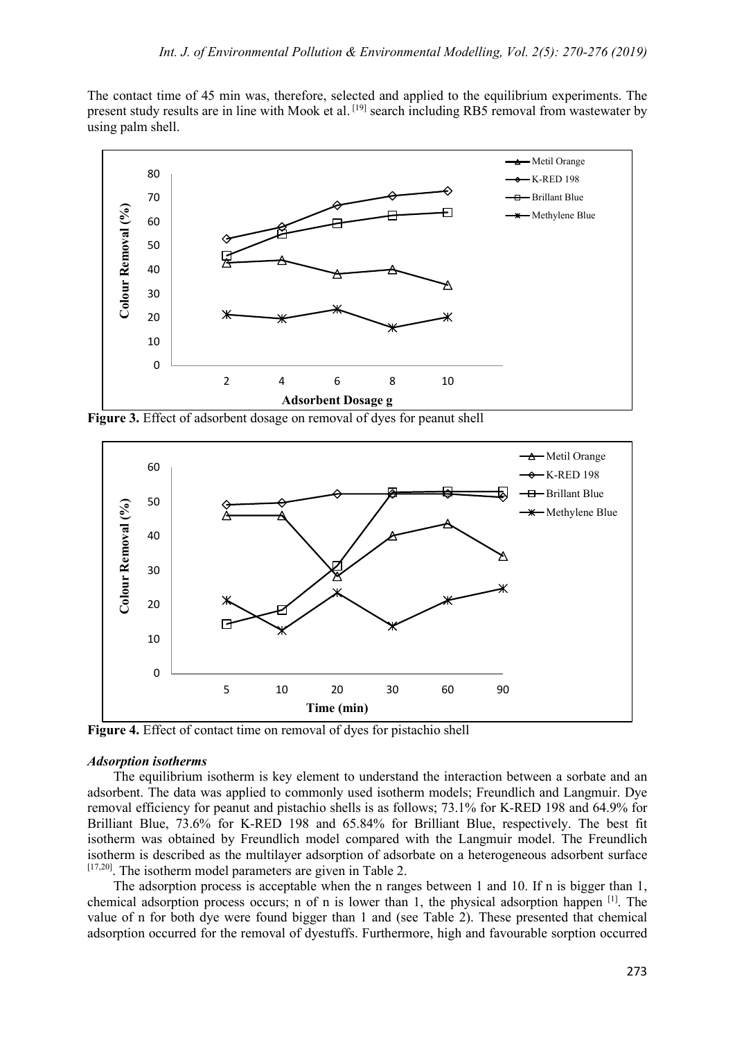The contact time of 45 min was, therefore, selected and applied to the equilibrium experiments. The present study results are in line with Mook et al. [19] search including RB5 removal from wastewater by using palm shell.

**Figure 3.** Effect of adsorbent dosage on removal of dyes for peanut shell

**Figure 4.** Effect of contact time on removal of dyes for pistachio shell

### *Adsorption isotherms*

The equilibrium isotherm is key element to understand the interaction between a sorbate and an adsorbent. The data was applied to commonly used isotherm models; Freundlich and Langmuir. Dye removal efficiency for peanut and pistachio shells is as follows; 73.1% for K-RED 198 and 64.9% for Brilliant Blue, 73.6% for K-RED 198 and 65.84% for Brilliant Blue, respectively. The best fit isotherm was obtained by Freundlich model compared with the Langmuir model. The Freundlich isotherm is described as the multilayer adsorption of adsorbate on a heterogeneous adsorbent surface [17,20]. The isotherm model parameters are given in Table 2.

The adsorption process is acceptable when the n ranges between 1 and 10. If n is bigger than 1, chemical adsorption process occurs; n of n is lower than 1, the physical adsorption happen [1]. The value of n for both dye were found bigger than 1 and (see Table 2). These presented that chemical adsorption occurred for the removal of dyestuffs. Furthermore, high and favourable sorption occurred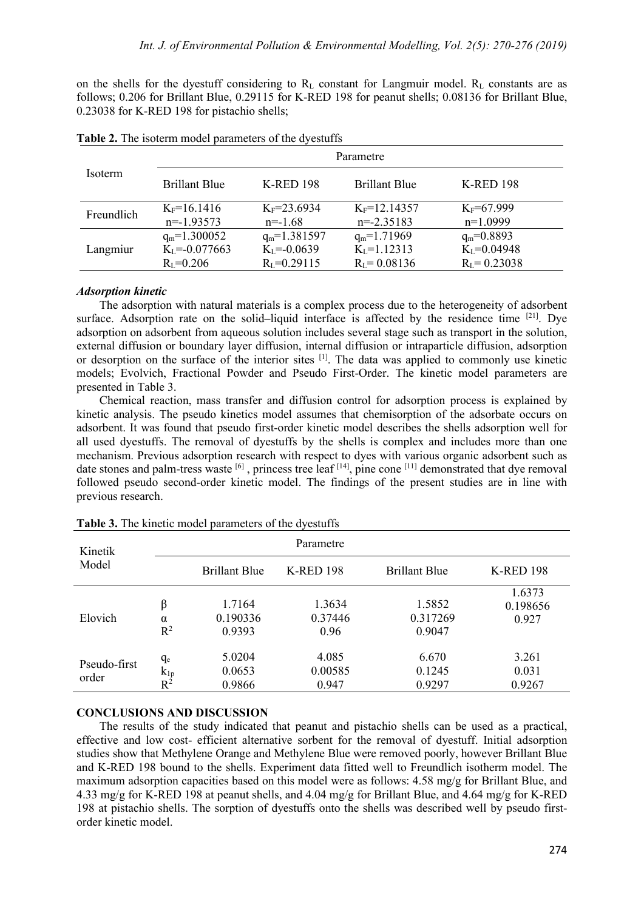on the shells for the dyestuff considering to $R_L$ constant for Langmuir model. $R_L$ constants are as follows; 0.206 for Brillant Blue, 0.29115 for K-RED 198 for peanut shells; 0.08136 for Brillant Blue, 0.23038 for K-RED 198 for pistachio shells;

**Table 2.** The isoterm model parameters of the dyestuffs

| Isoterm | Parametre | | | |
|---|---|---|---|---|
| | Brillant Blue | K-RED 198 | Brillant Blue | K-RED 198 |
| Freundlich | $K_F$=16.1416<br>n=-1.93573 | $K_F$=23.6934<br>n=-1.68 | $K_F$=12.14357<br>n=-2.35183 | $K_F$=67.999<br>n=1.0999 |
| Langmiur | $q_m$=1.300052<br>$K_L$=-0.077663<br>$R_L$=0.206 | $q_m$=1.381597<br>$K_L$=-0.0639<br>$R_L$=0.29115 | $q_m$=1.71969<br>$K_L$=1.12313<br>$R_L$= 0.08136 | $q_m$=0.8893<br>$K_L$=0.04948<br>$R_L$= 0.23038 |

***Adsorption kinetic***

The adsorption with natural materials is a complex process due to the heterogeneity of adsorbent surface. Adsorption rate on the solid–liquid interface is affected by the residence time [21]. Dye adsorption on adsorbent from aqueous solution includes several stage such as transport in the solution, external diffusion or boundary layer diffusion, internal diffusion or intraparticle diffusion, adsorption or desorption on the surface of the interior sites [1]. The data was applied to commonly use kinetic models; Evolvich, Fractional Powder and Pseudo First-Order. The kinetic model parameters are presented in Table 3.

Chemical reaction, mass transfer and diffusion control for adsorption process is explained by kinetic analysis. The pseudo kinetics model assumes that chemisorption of the adsorbate occurs on adsorbent. It was found that pseudo first-order kinetic model describes the shells adsorption well for all used dyestuffs. The removal of dyestuffs by the shells is complex and includes more than one mechanism. Previous adsorption research with respect to dyes with various organic adsorbent such as date stones and palm-tress waste [6] , princess tree leaf [14], pine cone [11] demonstrated that dye removal followed pseudo second-order kinetic model. The findings of the present studies are in line with previous research.

**Table 3.** The kinetic model parameters of the dyestuffs

| Kinetik Model | | Parametre | | | |
|---|---|---|---|---|---|
| | | Brillant Blue | K-RED 198 | Brillant Blue | K-RED 198 |
| Elovich | β<br>α<br>$R^2$ | 1.7164<br>0.190336<br>0.9393 | 1.3634<br>0.37446<br>0.96 | 1.5852<br>0.317269<br>0.9047 | 1.6373<br>0.198656<br>0.927 |
| Pseudo-first order | $q_e$<br>$k_{1p}$<br>$R^2$ | 5.0204<br>0.0653<br>0.9866 | 4.085<br>0.00585<br>0.947 | 6.670<br>0.1245<br>0.9297 | 3.261<br>0.031<br>0.9267 |

**CONCLUSIONS AND DISCUSSION**

The results of the study indicated that peanut and pistachio shells can be used as a practical, effective and low cost- efficient alternative sorbent for the removal of dyestuff. Initial adsorption studies show that Methylene Orange and Methylene Blue were removed poorly, however Brillant Blue and K-RED 198 bound to the shells. Experiment data fitted well to Freundlich isotherm model. The maximum adsorption capacities based on this model were as follows: 4.58 mg/g for Brillant Blue, and 4.33 mg/g for K-RED 198 at peanut shells, and 4.04 mg/g for Brillant Blue, and 4.64 mg/g for K-RED 198 at pistachio shells. The sorption of dyestuffs onto the shells was described well by pseudo first-order kinetic model.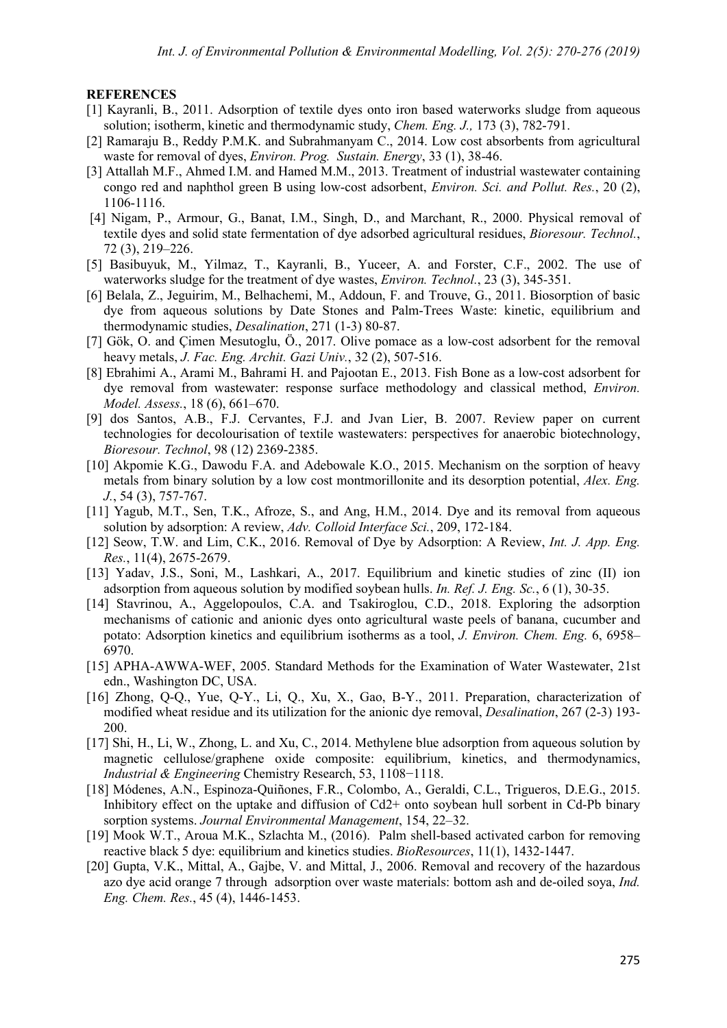**REFERENCES**

[1] Kayranli, B., 2011. Adsorption of textile dyes onto iron based waterworks sludge from aqueous solution; isotherm, kinetic and thermodynamic study, *Chem. Eng. J.,* 173 (3), 782-791.

[2] Ramaraju B., Reddy P.M.K. and Subrahmanyam C., 2014. Low cost absorbents from agricultural waste for removal of dyes, *Environ. Prog. Sustain. Energy*, 33 (1), 38-46.

[3] Attallah M.F., Ahmed I.M. and Hamed M.M., 2013. Treatment of industrial wastewater containing congo red and naphthol green B using low-cost adsorbent, *Environ. Sci. and Pollut. Res.*, 20 (2), 1106-1116.

[4] Nigam, P., Armour, G., Banat, I.M., Singh, D., and Marchant, R., 2000. Physical removal of textile dyes and solid state fermentation of dye adsorbed agricultural residues, *Bioresour. Technol.*, 72 (3), 219–226.

[5] Basibuyuk, M., Yilmaz, T., Kayranli, B., Yuceer, A. and Forster, C.F., 2002. The use of waterworks sludge for the treatment of dye wastes, *Environ. Technol.*, 23 (3), 345-351.

[6] Belala, Z., Jeguirim, M., Belhachemi, M., Addoun, F. and Trouve, G., 2011. Biosorption of basic dye from aqueous solutions by Date Stones and Palm-Trees Waste: kinetic, equilibrium and thermodynamic studies, *Desalination*, 271 (1-3) 80-87.

[7] Gök, O. and Çimen Mesutoglu, Ö., 2017. Olive pomace as a low-cost adsorbent for the removal heavy metals, *J. Fac. Eng. Archit. Gazi Univ.*, 32 (2), 507-516.

[8] Ebrahimi A., Arami M., Bahrami H. and Pajootan E., 2013. Fish Bone as a low-cost adsorbent for dye removal from wastewater: response surface methodology and classical method, *Environ. Model. Assess.*, 18 (6), 661–670.

[9] dos Santos, A.B., F.J. Cervantes, F.J. and Jvan Lier, B. 2007. Review paper on current technologies for decolourisation of textile wastewaters: perspectives for anaerobic biotechnology, *Bioresour. Technol*, 98 (12) 2369-2385.

[10] Akpomie K.G., Dawodu F.A. and Adebowale K.O., 2015. Mechanism on the sorption of heavy metals from binary solution by a low cost montmorillonite and its desorption potential, *Alex. Eng. J.*, 54 (3), 757-767.

[11] Yagub, M.T., Sen, T.K., Afroze, S., and Ang, H.M., 2014. Dye and its removal from aqueous solution by adsorption: A review, *Adv. Colloid Interface Sci.*, 209, 172-184.

[12] Seow, T.W. and Lim, C.K., 2016. Removal of Dye by Adsorption: A Review, *Int. J. App. Eng. Res.*, 11(4), 2675-2679.

[13] Yadav, J.S., Soni, M., Lashkari, A., 2017. Equilibrium and kinetic studies of zinc (II) ion adsorption from aqueous solution by modified soybean hulls. *In. Ref. J. Eng. Sc.*, 6 (1), 30-35.

[14] Stavrinou, A., Aggelopoulos, C.A. and Tsakiroglou, C.D., 2018. Exploring the adsorption mechanisms of cationic and anionic dyes onto agricultural waste peels of banana, cucumber and potato: Adsorption kinetics and equilibrium isotherms as a tool, *J. Environ. Chem. Eng.* 6, 6958–6970.

[15] APHA-AWWA-WEF, 2005. Standard Methods for the Examination of Water Wastewater, 21st edn., Washington DC, USA.

[16] Zhong, Q-Q., Yue, Q-Y., Li, Q., Xu, X., Gao, B-Y., 2011. Preparation, characterization of modified wheat residue and its utilization for the anionic dye removal, *Desalination*, 267 (2-3) 193-200.

[17] Shi, H., Li, W., Zhong, L. and Xu, C., 2014. Methylene blue adsorption from aqueous solution by magnetic cellulose/graphene oxide composite: equilibrium, kinetics, and thermodynamics, *Industrial & Engineering* Chemistry Research, 53, 1108−1118.

[18] Módenes, A.N., Espinoza-Quiñones, F.R., Colombo, A., Geraldi, C.L., Trigueros, D.E.G., 2015. Inhibitory effect on the uptake and diffusion of Cd2+ onto soybean hull sorbent in Cd-Pb binary sorption systems. *Journal Environmental Management*, 154, 22–32.

[19] Mook W.T., Aroua M.K., Szlachta M., (2016). Palm shell-based activated carbon for removing reactive black 5 dye: equilibrium and kinetics studies. *BioResources*, 11(1), 1432-1447.

[20] Gupta, V.K., Mittal, A., Gajbe, V. and Mittal, J., 2006. Removal and recovery of the hazardous azo dye acid orange 7 through adsorption over waste materials: bottom ash and de-oiled soya, *Ind. Eng. Chem. Res.*, 45 (4), 1446-1453.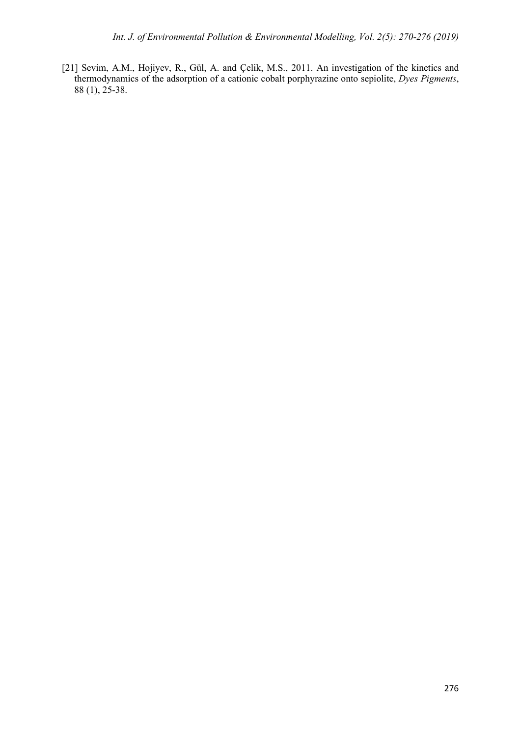[21] Sevim, A.M., Hojiyev, R., Gül, A. and Çelik, M.S., 2011. An investigation of the kinetics and thermodynamics of the adsorption of a cationic cobalt porphyrazine onto sepiolite, *Dyes Pigments*, 88 (1), 25-38.